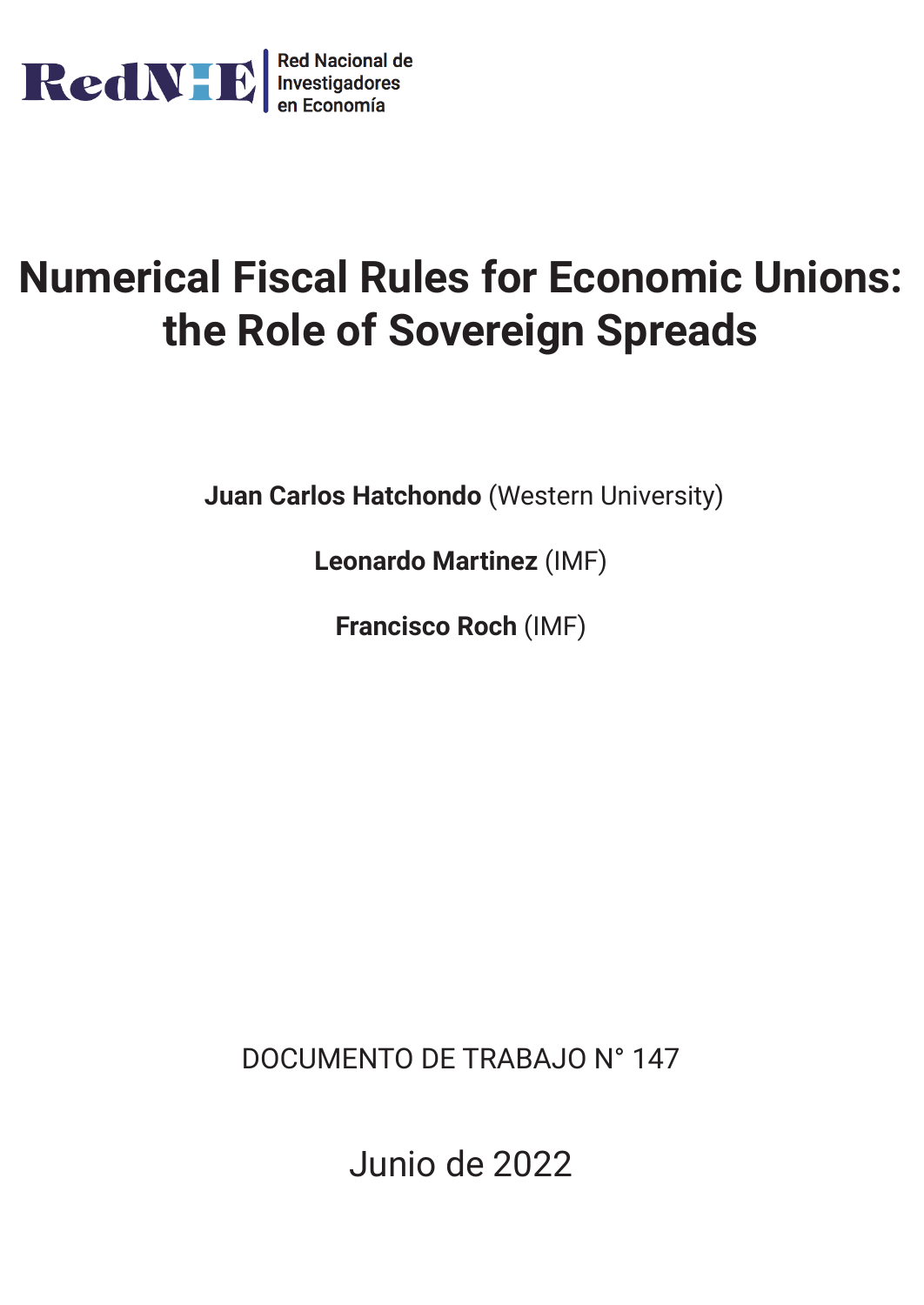RedNIE | Red Nacional de Investigadores en Economía

# Numerical Fiscal Rules for Economic Unions: the Role of Sovereign Spreads

**Juan Carlos Hatchondo** (Western University)

**Leonardo Martinez** (IMF)

**Francisco Roch** (IMF)

DOCUMENTO DE TRABAJO N° 147

Junio de 2022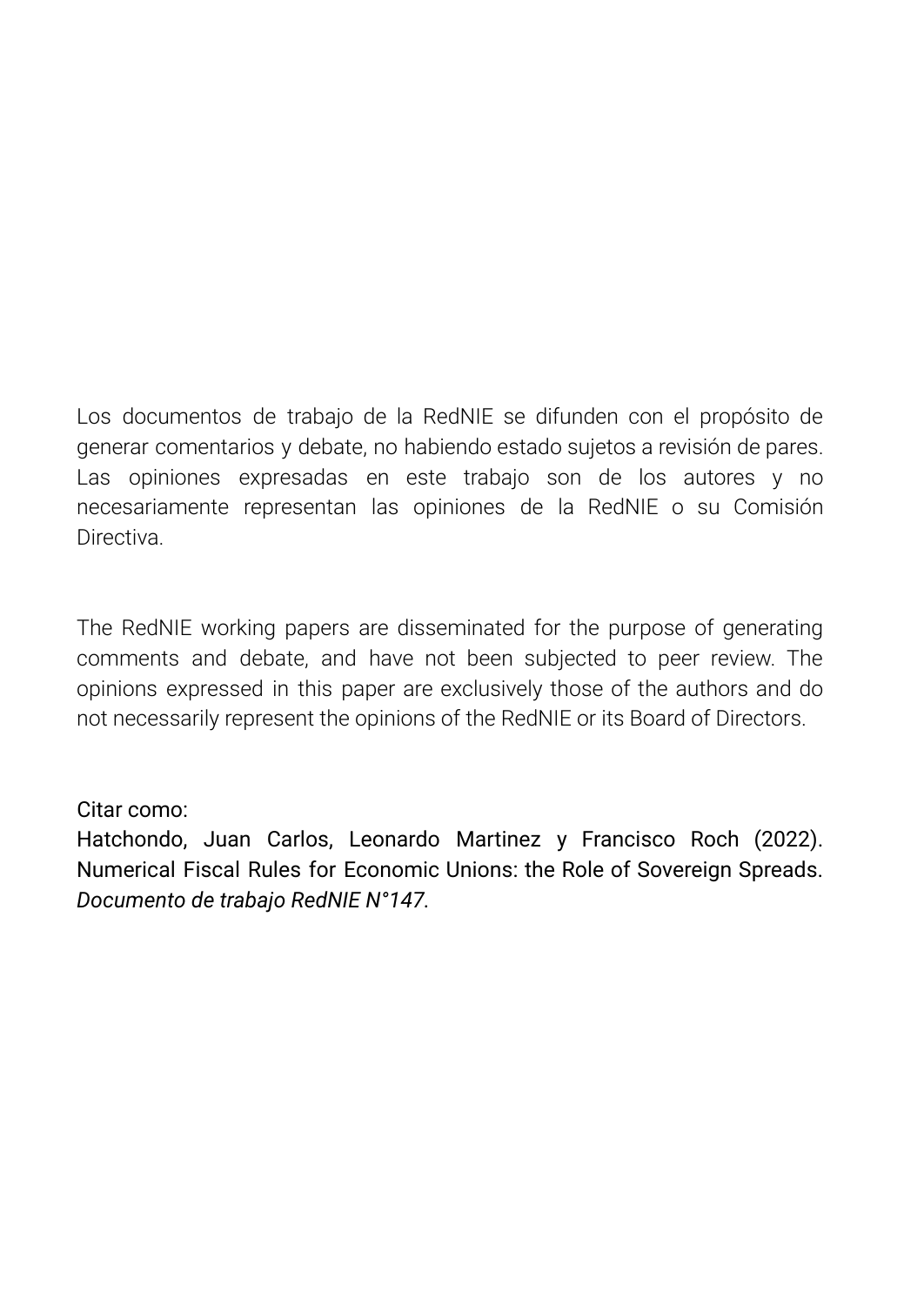Los documentos de trabajo de la RedNIE se difunden con el propósito de generar comentarios y debate, no habiendo estado sujetos a revisión de pares. Las opiniones expresadas en este trabajo son de los autores y no necesariamente representan las opiniones de la RedNIE o su Comisión Directiva.

The RedNIE working papers are disseminated for the purpose of generating comments and debate, and have not been subjected to peer review. The opinions expressed in this paper are exclusively those of the authors and do not necessarily represent the opinions of the RedNIE or its Board of Directors.

Citar como:
Hatchondo, Juan Carlos, Leonardo Martinez y Francisco Roch (2022). Numerical Fiscal Rules for Economic Unions: the Role of Sovereign Spreads. *Documento de trabajo RedNIE N°147*.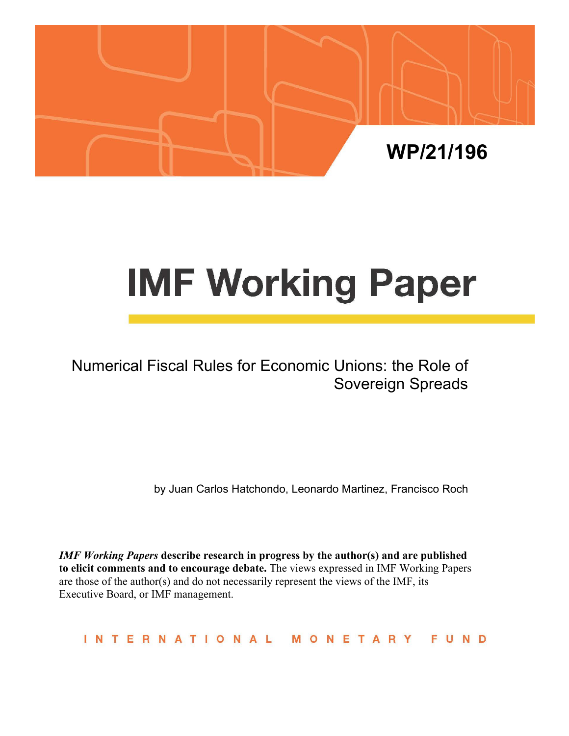WP/21/196

# IMF Working Paper

Numerical Fiscal Rules for Economic Unions: the Role of Sovereign Spreads

by Juan Carlos Hatchondo, Leonardo Martinez, Francisco Roch

***IMF Working Papers*** **describe research in progress by the author(s) and are published to elicit comments and to encourage debate.** The views expressed in IMF Working Papers are those of the author(s) and do not necessarily represent the views of the IMF, its Executive Board, or IMF management.

INTERNATIONAL MONETARY FUND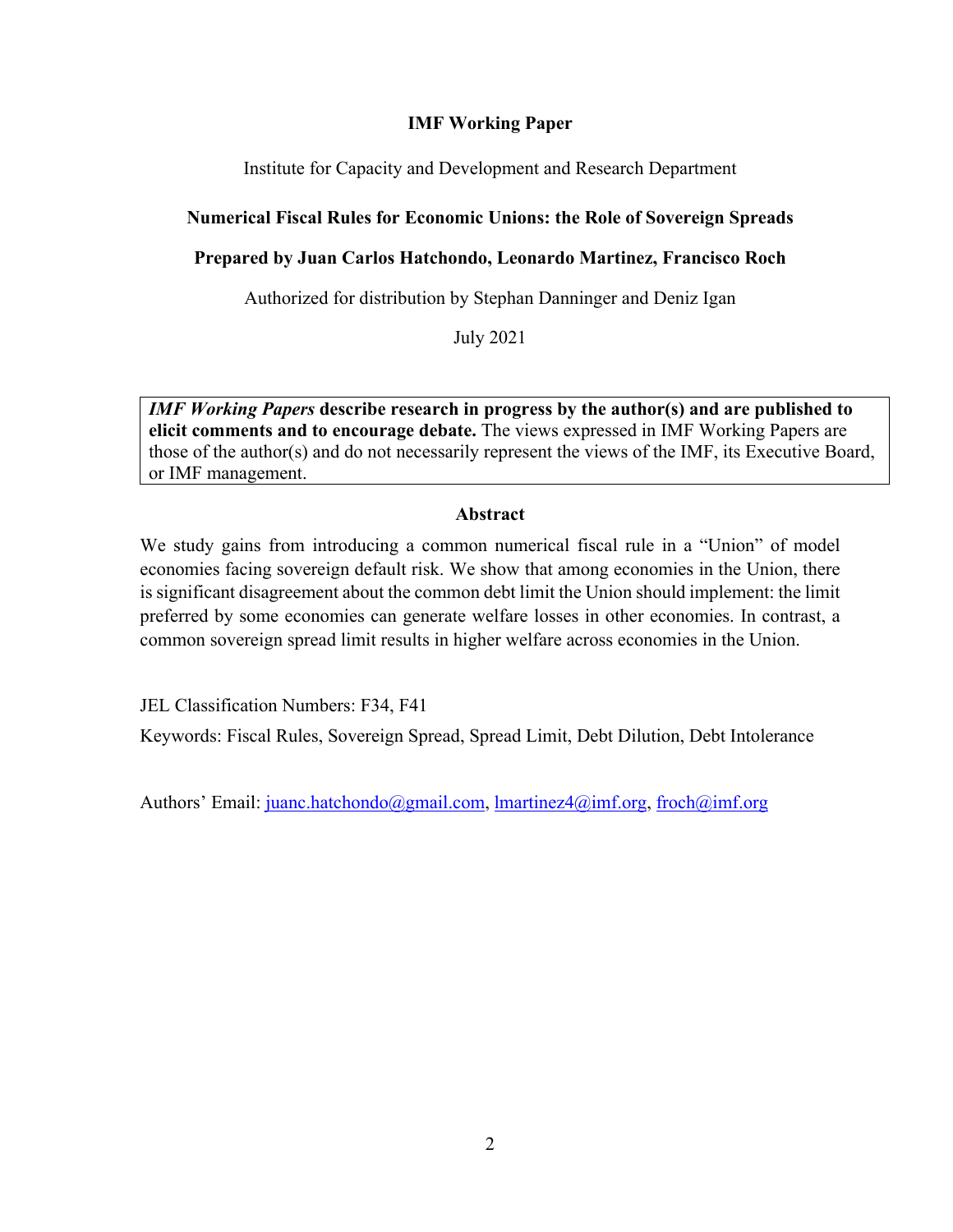**IMF Working Paper**

Institute for Capacity and Development and Research Department

**Numerical Fiscal Rules for Economic Unions: the Role of Sovereign Spreads**

**Prepared by Juan Carlos Hatchondo, Leonardo Martinez, Francisco Roch**

Authorized for distribution by Stephan Danninger and Deniz Igan

July 2021

> ***IMF Working Papers* describe research in progress by the author(s) and are published to elicit comments and to encourage debate.** The views expressed in IMF Working Papers are those of the author(s) and do not necessarily represent the views of the IMF, its Executive Board, or IMF management.

**Abstract**

We study gains from introducing a common numerical fiscal rule in a "Union" of model economies facing sovereign default risk. We show that among economies in the Union, there is significant disagreement about the common debt limit the Union should implement: the limit preferred by some economies can generate welfare losses in other economies. In contrast, a common sovereign spread limit results in higher welfare across economies in the Union.

JEL Classification Numbers: F34, F41

Keywords: Fiscal Rules, Sovereign Spread, Spread Limit, Debt Dilution, Debt Intolerance

Authors' Email: juanc.hatchondo@gmail.com, lmartinez4@imf.org, froch@imf.org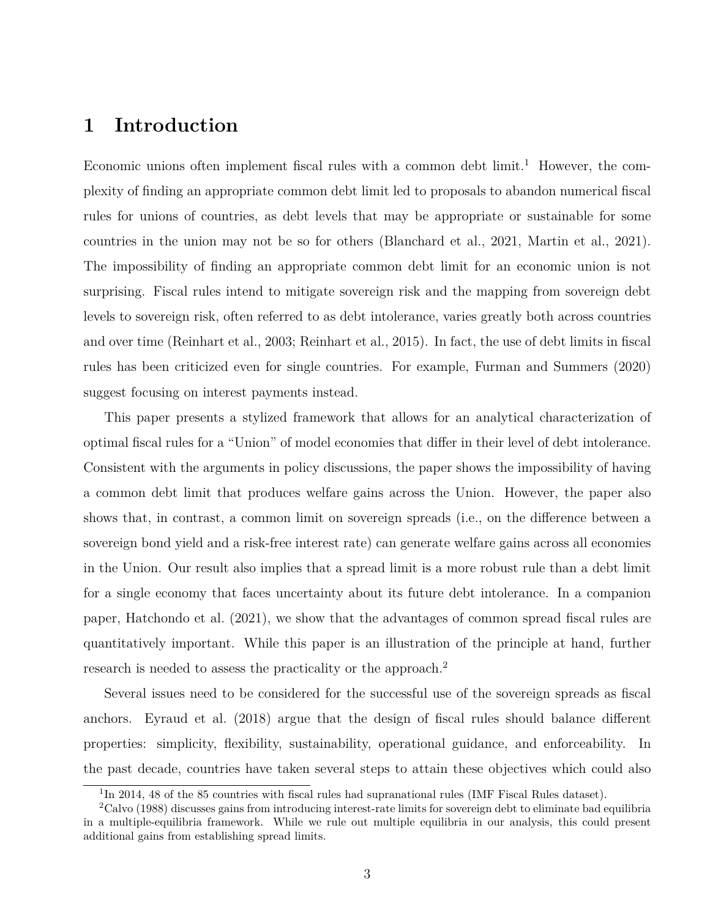# 1 Introduction

Economic unions often implement fiscal rules with a common debt limit.[1] However, the complexity of finding an appropriate common debt limit led to proposals to abandon numerical fiscal rules for unions of countries, as debt levels that may be appropriate or sustainable for some countries in the union may not be so for others (Blanchard et al., 2021, Martin et al., 2021). The impossibility of finding an appropriate common debt limit for an economic union is not surprising. Fiscal rules intend to mitigate sovereign risk and the mapping from sovereign debt levels to sovereign risk, often referred to as debt intolerance, varies greatly both across countries and over time (Reinhart et al., 2003; Reinhart et al., 2015). In fact, the use of debt limits in fiscal rules has been criticized even for single countries. For example, Furman and Summers (2020) suggest focusing on interest payments instead.

This paper presents a stylized framework that allows for an analytical characterization of optimal fiscal rules for a "Union" of model economies that differ in their level of debt intolerance. Consistent with the arguments in policy discussions, the paper shows the impossibility of having a common debt limit that produces welfare gains across the Union. However, the paper also shows that, in contrast, a common limit on sovereign spreads (i.e., on the difference between a sovereign bond yield and a risk-free interest rate) can generate welfare gains across all economies in the Union. Our result also implies that a spread limit is a more robust rule than a debt limit for a single economy that faces uncertainty about its future debt intolerance. In a companion paper, Hatchondo et al. (2021), we show that the advantages of common spread fiscal rules are quantitatively important. While this paper is an illustration of the principle at hand, further research is needed to assess the practicality or the approach.[2]

Several issues need to be considered for the successful use of the sovereign spreads as fiscal anchors. Eyraud et al. (2018) argue that the design of fiscal rules should balance different properties: simplicity, flexibility, sustainability, operational guidance, and enforceability. In the past decade, countries have taken several steps to attain these objectives which could also

[1] In 2014, 48 of the 85 countries with fiscal rules had supranational rules (IMF Fiscal Rules dataset).

[2] Calvo (1988) discusses gains from introducing interest-rate limits for sovereign debt to eliminate bad equilibria in a multiple-equilibria framework. While we rule out multiple equilibria in our analysis, this could present additional gains from establishing spread limits.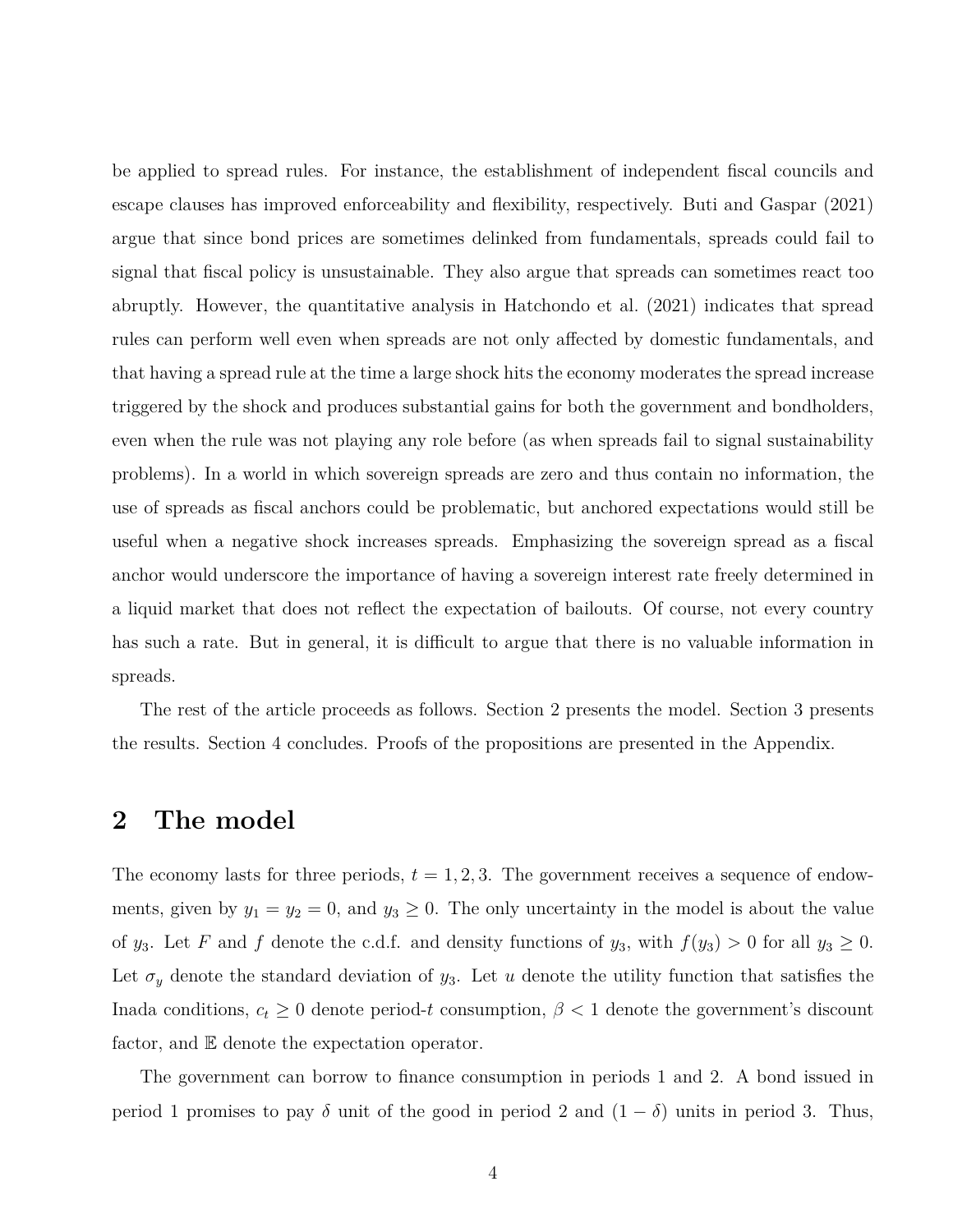be applied to spread rules. For instance, the establishment of independent fiscal councils and escape clauses has improved enforceability and flexibility, respectively. Buti and Gaspar (2021) argue that since bond prices are sometimes delinked from fundamentals, spreads could fail to signal that fiscal policy is unsustainable. They also argue that spreads can sometimes react too abruptly. However, the quantitative analysis in Hatchondo et al. (2021) indicates that spread rules can perform well even when spreads are not only affected by domestic fundamentals, and that having a spread rule at the time a large shock hits the economy moderates the spread increase triggered by the shock and produces substantial gains for both the government and bondholders, even when the rule was not playing any role before (as when spreads fail to signal sustainability problems). In a world in which sovereign spreads are zero and thus contain no information, the use of spreads as fiscal anchors could be problematic, but anchored expectations would still be useful when a negative shock increases spreads. Emphasizing the sovereign spread as a fiscal anchor would underscore the importance of having a sovereign interest rate freely determined in a liquid market that does not reflect the expectation of bailouts. Of course, not every country has such a rate. But in general, it is difficult to argue that there is no valuable information in spreads.

The rest of the article proceeds as follows. Section 2 presents the model. Section 3 presents the results. Section 4 concludes. Proofs of the propositions are presented in the Appendix.

## 2 The model

The economy lasts for three periods, $t = 1, 2, 3$. The government receives a sequence of endowments, given by $y_1 = y_2 = 0$, and $y_3 \geq 0$. The only uncertainty in the model is about the value of $y_3$. Let $F$ and $f$ denote the c.d.f. and density functions of $y_3$, with $f(y_3) > 0$ for all $y_3 \geq 0$. Let $\sigma_y$ denote the standard deviation of $y_3$. Let $u$ denote the utility function that satisfies the Inada conditions, $c_t \geq 0$ denote period-$t$ consumption, $\beta < 1$ denote the government's discount factor, and $\mathbb{E}$ denote the expectation operator.

The government can borrow to finance consumption in periods 1 and 2. A bond issued in period 1 promises to pay $\delta$ unit of the good in period 2 and $(1 - \delta)$ units in period 3. Thus,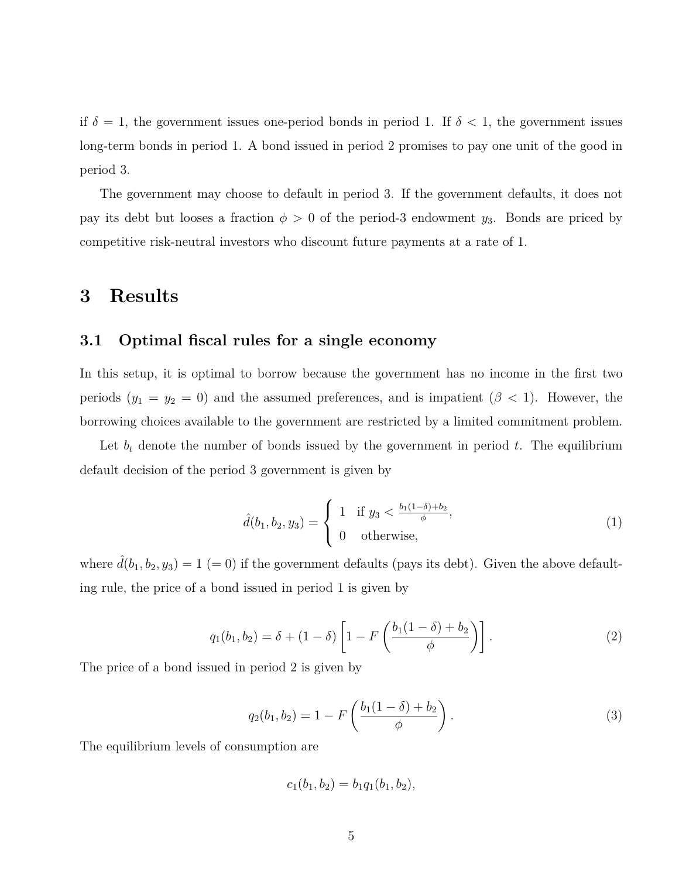if $\delta = 1$, the government issues one-period bonds in period 1. If $\delta < 1$, the government issues long-term bonds in period 1. A bond issued in period 2 promises to pay one unit of the good in period 3.

The government may choose to default in period 3. If the government defaults, it does not pay its debt but looses a fraction $\phi > 0$ of the period-3 endowment $y_3$. Bonds are priced by competitive risk-neutral investors who discount future payments at a rate of 1.

# 3 Results

## 3.1 Optimal fiscal rules for a single economy

In this setup, it is optimal to borrow because the government has no income in the first two periods ($y_1 = y_2 = 0$) and the assumed preferences, and is impatient ($\beta < 1$). However, the borrowing choices available to the government are restricted by a limited commitment problem.

Let $b_t$ denote the number of bonds issued by the government in period $t$. The equilibrium default decision of the period 3 government is given by

$$\hat{d}(b_1, b_2, y_3) = \begin{cases} 1 & \text{if } y_3 < \frac{b_1(1-\delta)+b_2}{\phi}, \\ 0 & \text{otherwise,} \end{cases} \tag{1}$$

where $\hat{d}(b_1, b_2, y_3) = 1$ $(= 0)$ if the government defaults (pays its debt). Given the above defaulting rule, the price of a bond issued in period 1 is given by

$$q_1(b_1, b_2) = \delta + (1-\delta)\left[1 - F\left(\frac{b_1(1-\delta)+b_2}{\phi}\right)\right]. \tag{2}$$

The price of a bond issued in period 2 is given by

$$q_2(b_1, b_2) = 1 - F\left(\frac{b_1(1-\delta)+b_2}{\phi}\right). \tag{3}$$

The equilibrium levels of consumption are

$$c_1(b_1, b_2) = b_1 q_1(b_1, b_2),$$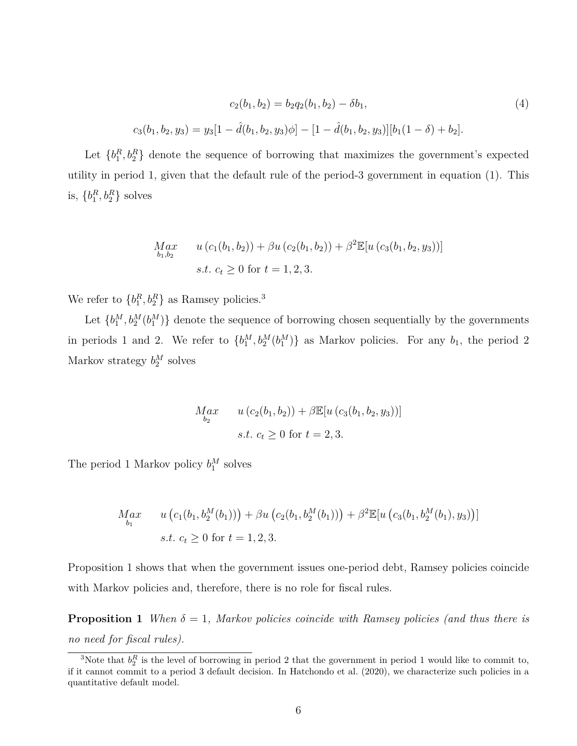$$
c_2(b_1, b_2) = b_2 q_2(b_1, b_2) - \delta b_1, \tag{4}
$$

$$
c_3(b_1, b_2, y_3) = y_3[1 - \hat{d}(b_1, b_2, y_3)\phi] - [1 - \hat{d}(b_1, b_2, y_3)][b_1(1-\delta) + b_2].
$$

Let $\{b_1^R, b_2^R\}$ denote the sequence of borrowing that maximizes the government's expected utility in period 1, given that the default rule of the period-3 government in equation (1). This is, $\{b_1^R, b_2^R\}$ solves

$$
\begin{aligned}
\underset{b_1, b_2}{Max} \quad & u\left(c_1(b_1, b_2)\right) + \beta u\left(c_2(b_1, b_2)\right) + \beta^2 \mathbb{E}[u\left(c_3(b_1, b_2, y_3)\right)] \\
& s.t. \; c_t \geq 0 \text{ for } t = 1, 2, 3.
\end{aligned}
$$

We refer to $\{b_1^R, b_2^R\}$ as Ramsey policies.[3]

Let $\{b_1^M, b_2^M(b_1^M)\}$ denote the sequence of borrowing chosen sequentially by the governments in periods 1 and 2. We refer to $\{b_1^M, b_2^M(b_1^M)\}$ as Markov policies. For any $b_1$, the period 2 Markov strategy $b_2^M$ solves

$$
\begin{aligned}
\underset{b_2}{Max} \quad & u\left(c_2(b_1, b_2)\right) + \beta \mathbb{E}[u\left(c_3(b_1, b_2, y_3)\right)] \\
& s.t. \; c_t \geq 0 \text{ for } t = 2, 3.
\end{aligned}
$$

The period 1 Markov policy $b_1^M$ solves

$$
\begin{aligned}
\underset{b_1}{Max} \quad & u\left(c_1(b_1, b_2^M(b_1))\right) + \beta u\left(c_2(b_1, b_2^M(b_1))\right) + \beta^2 \mathbb{E}[u\left(c_3(b_1, b_2^M(b_1), y_3)\right)] \\
& s.t. \; c_t \geq 0 \text{ for } t = 1, 2, 3.
\end{aligned}
$$

Proposition 1 shows that when the government issues one-period debt, Ramsey policies coincide with Markov policies and, therefore, there is no role for fiscal rules.

**Proposition 1** *When $\delta = 1$, Markov policies coincide with Ramsey policies (and thus there is no need for fiscal rules).*

[3] Note that $b_2^R$ is the level of borrowing in period 2 that the government in period 1 would like to commit to, if it cannot commit to a period 3 default decision. In Hatchondo et al. (2020), we characterize such policies in a quantitative default model.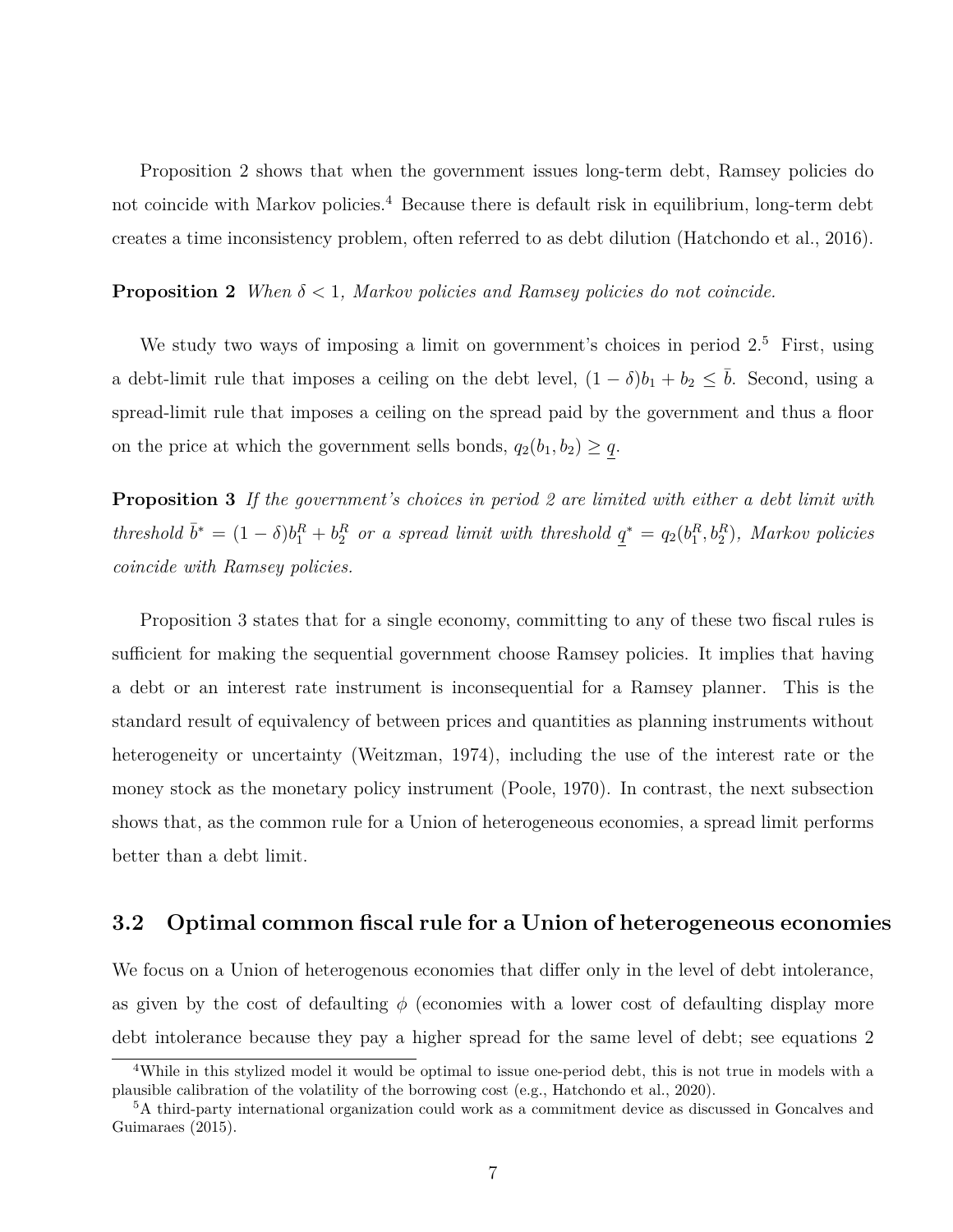Proposition 2 shows that when the government issues long-term debt, Ramsey policies do not coincide with Markov policies.[4] Because there is default risk in equilibrium, long-term debt creates a time inconsistency problem, often referred to as debt dilution (Hatchondo et al., 2016).

**Proposition 2** *When $\delta < 1$, Markov policies and Ramsey policies do not coincide.*

We study two ways of imposing a limit on government's choices in period 2.[5] First, using a debt-limit rule that imposes a ceiling on the debt level, $(1-\delta)b_1 + b_2 \leq \bar{b}$. Second, using a spread-limit rule that imposes a ceiling on the spread paid by the government and thus a floor on the price at which the government sells bonds, $q_2(b_1, b_2) \geq \underline{q}$.

**Proposition 3** *If the government's choices in period 2 are limited with either a debt limit with threshold $\bar{b}^* = (1-\delta)b_1^R + b_2^R$ or a spread limit with threshold $\underline{q}^* = q_2(b_1^R, b_2^R)$, Markov policies coincide with Ramsey policies.*

Proposition 3 states that for a single economy, committing to any of these two fiscal rules is sufficient for making the sequential government choose Ramsey policies. It implies that having a debt or an interest rate instrument is inconsequential for a Ramsey planner. This is the standard result of equivalency of between prices and quantities as planning instruments without heterogeneity or uncertainty (Weitzman, 1974), including the use of the interest rate or the money stock as the monetary policy instrument (Poole, 1970). In contrast, the next subsection shows that, as the common rule for a Union of heterogeneous economies, a spread limit performs better than a debt limit.

## 3.2 Optimal common fiscal rule for a Union of heterogeneous economies

We focus on a Union of heterogenous economies that differ only in the level of debt intolerance, as given by the cost of defaulting $\phi$ (economies with a lower cost of defaulting display more debt intolerance because they pay a higher spread for the same level of debt; see equations 2

[4] While in this stylized model it would be optimal to issue one-period debt, this is not true in models with a plausible calibration of the volatility of the borrowing cost (e.g., Hatchondo et al., 2020).

[5] A third-party international organization could work as a commitment device as discussed in Goncalves and Guimaraes (2015).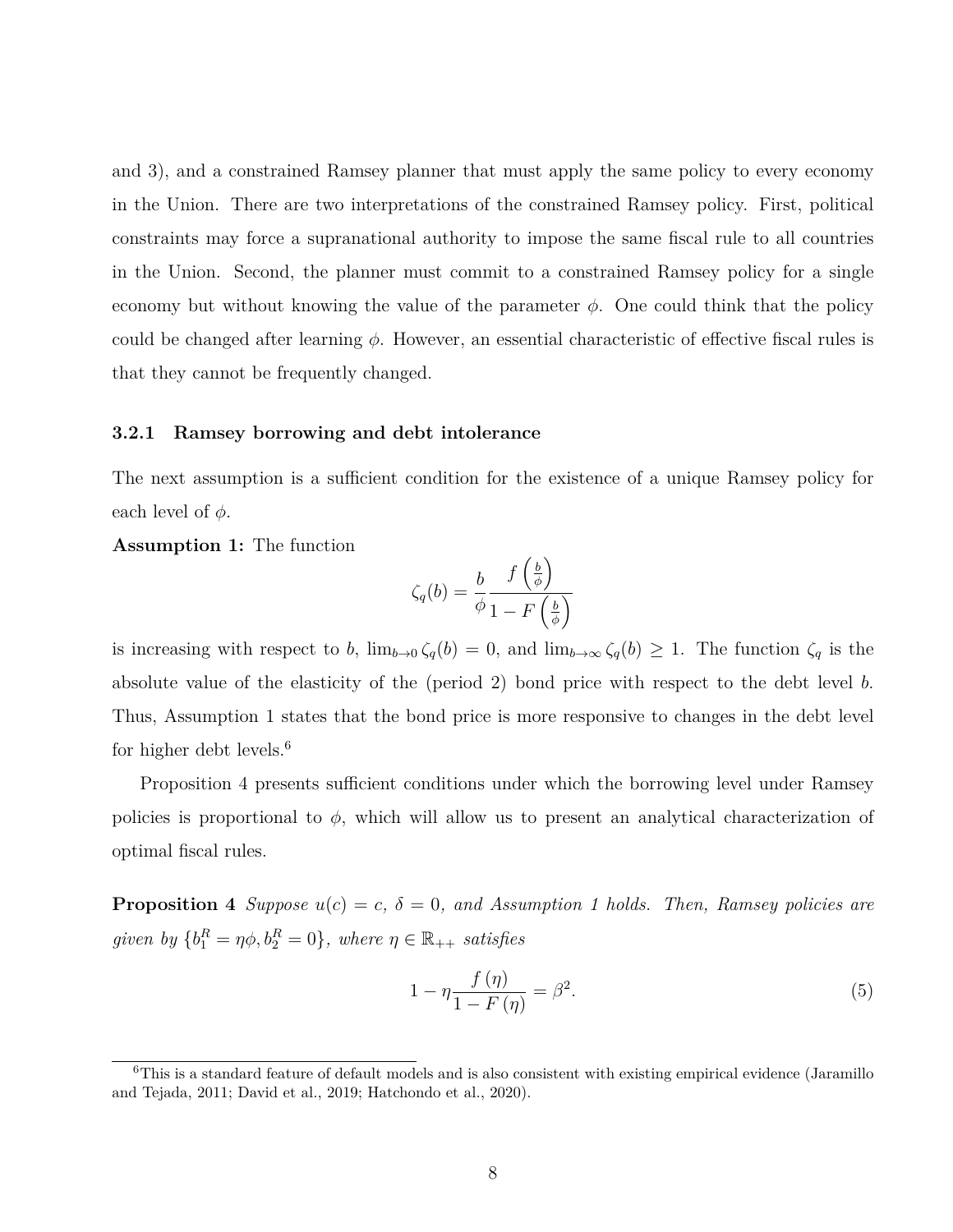and 3), and a constrained Ramsey planner that must apply the same policy to every economy in the Union. There are two interpretations of the constrained Ramsey policy. First, political constraints may force a supranational authority to impose the same fiscal rule to all countries in the Union. Second, the planner must commit to a constrained Ramsey policy for a single economy but without knowing the value of the parameter $\phi$. One could think that the policy could be changed after learning $\phi$. However, an essential characteristic of effective fiscal rules is that they cannot be frequently changed.

### 3.2.1 Ramsey borrowing and debt intolerance

The next assumption is a sufficient condition for the existence of a unique Ramsey policy for each level of $\phi$.

**Assumption 1:** The function

$$\zeta_q(b) = \frac{b}{\phi} \frac{f\left(\frac{b}{\phi}\right)}{1 - F\left(\frac{b}{\phi}\right)}$$

is increasing with respect to $b$, $\lim_{b \to 0} \zeta_q(b) = 0$, and $\lim_{b \to \infty} \zeta_q(b) \geq 1$. The function $\zeta_q$ is the absolute value of the elasticity of the (period 2) bond price with respect to the debt level $b$. Thus, Assumption 1 states that the bond price is more responsive to changes in the debt level for higher debt levels.[6]

Proposition 4 presents sufficient conditions under which the borrowing level under Ramsey policies is proportional to $\phi$, which will allow us to present an analytical characterization of optimal fiscal rules.

**Proposition 4** *Suppose $u(c) = c$, $\delta = 0$, and Assumption 1 holds. Then, Ramsey policies are given by $\{b_1^R = \eta\phi, b_2^R = 0\}$, where $\eta \in \mathbb{R}_{++}$ satisfies*

$$1 - \eta \frac{f(\eta)}{1 - F(\eta)} = \beta^2. \tag{5}$$

[6] This is a standard feature of default models and is also consistent with existing empirical evidence (Jaramillo and Tejada, 2011; David et al., 2019; Hatchondo et al., 2020).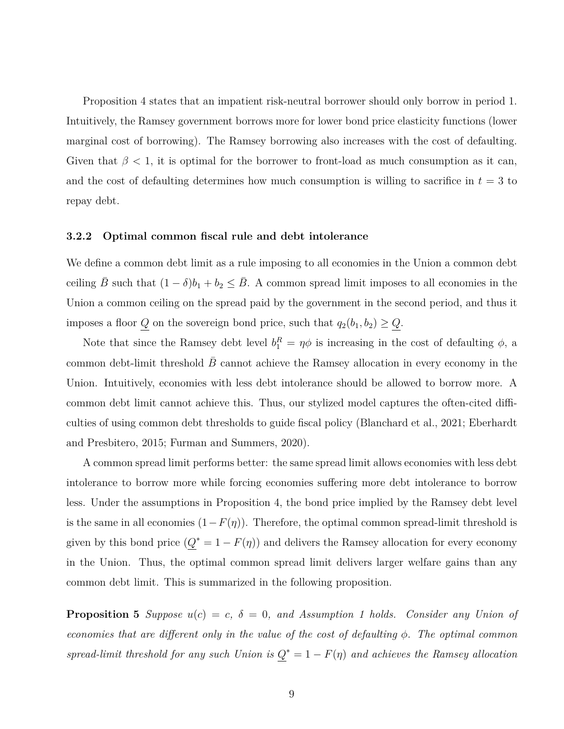Proposition 4 states that an impatient risk-neutral borrower should only borrow in period 1. Intuitively, the Ramsey government borrows more for lower bond price elasticity functions (lower marginal cost of borrowing). The Ramsey borrowing also increases with the cost of defaulting. Given that $\beta < 1$, it is optimal for the borrower to front-load as much consumption as it can, and the cost of defaulting determines how much consumption is willing to sacrifice in $t = 3$ to repay debt.

### 3.2.2 Optimal common fiscal rule and debt intolerance

We define a common debt limit as a rule imposing to all economies in the Union a common debt ceiling $\bar{B}$ such that $(1 - \delta)b_1 + b_2 \leq \bar{B}$. A common spread limit imposes to all economies in the Union a common ceiling on the spread paid by the government in the second period, and thus it imposes a floor $\underline{Q}$ on the sovereign bond price, such that $q_2(b_1, b_2) \geq \underline{Q}$.

Note that since the Ramsey debt level $b_1^R = \eta\phi$ is increasing in the cost of defaulting $\phi$, a common debt-limit threshold $\bar{B}$ cannot achieve the Ramsey allocation in every economy in the Union. Intuitively, economies with less debt intolerance should be allowed to borrow more. A common debt limit cannot achieve this. Thus, our stylized model captures the often-cited difficulties of using common debt thresholds to guide fiscal policy (Blanchard et al., 2021; Eberhardt and Presbitero, 2015; Furman and Summers, 2020).

A common spread limit performs better: the same spread limit allows economies with less debt intolerance to borrow more while forcing economies suffering more debt intolerance to borrow less. Under the assumptions in Proposition 4, the bond price implied by the Ramsey debt level is the same in all economies $(1 - F(\eta))$. Therefore, the optimal common spread-limit threshold is given by this bond price ($\underline{Q}^* = 1 - F(\eta)$) and delivers the Ramsey allocation for every economy in the Union. Thus, the optimal common spread limit delivers larger welfare gains than any common debt limit. This is summarized in the following proposition.

**Proposition 5** *Suppose $u(c) = c$, $\delta = 0$, and Assumption 1 holds. Consider any Union of economies that are different only in the value of the cost of defaulting $\phi$. The optimal common spread-limit threshold for any such Union is $\underline{Q}^* = 1 - F(\eta)$ and achieves the Ramsey allocation*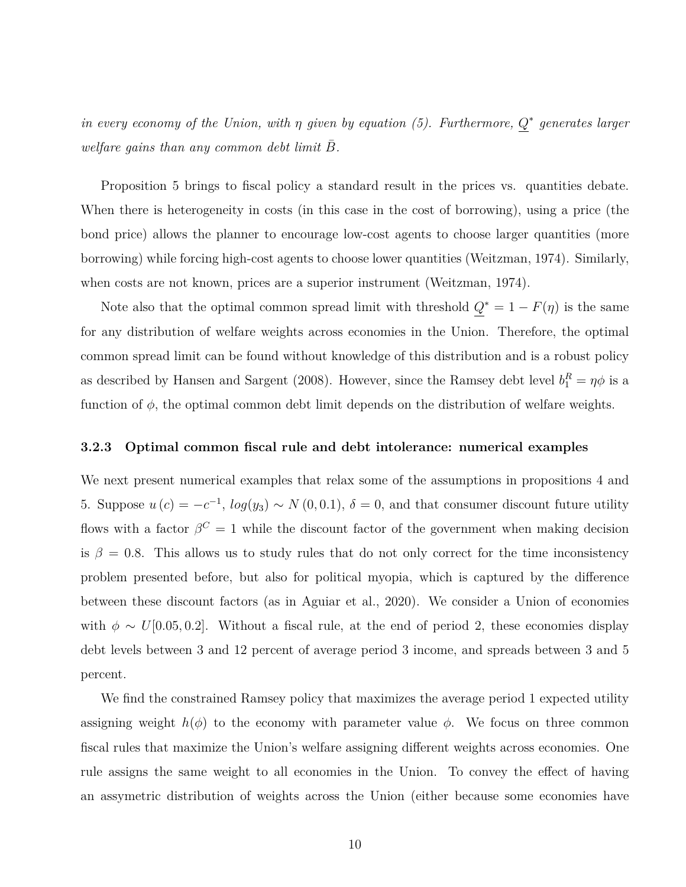*in every economy of the Union, with $\eta$ given by equation (5). Furthermore, $\underline{Q}^*$ generates larger welfare gains than any common debt limit $\bar{B}$.*

Proposition 5 brings to fiscal policy a standard result in the prices vs. quantities debate. When there is heterogeneity in costs (in this case in the cost of borrowing), using a price (the bond price) allows the planner to encourage low-cost agents to choose larger quantities (more borrowing) while forcing high-cost agents to choose lower quantities (Weitzman, 1974). Similarly, when costs are not known, prices are a superior instrument (Weitzman, 1974).

Note also that the optimal common spread limit with threshold $\underline{Q}^* = 1 - F(\eta)$ is the same for any distribution of welfare weights across economies in the Union. Therefore, the optimal common spread limit can be found without knowledge of this distribution and is a robust policy as described by Hansen and Sargent (2008). However, since the Ramsey debt level $b_1^R = \eta\phi$ is a function of $\phi$, the optimal common debt limit depends on the distribution of welfare weights.

### 3.2.3 Optimal common fiscal rule and debt intolerance: numerical examples

We next present numerical examples that relax some of the assumptions in propositions 4 and 5. Suppose $u(c) = -c^{-1}$, $log(y_3) \sim N(0, 0.1)$, $\delta = 0$, and that consumer discount future utility flows with a factor $\beta^C = 1$ while the discount factor of the government when making decision is $\beta = 0.8$. This allows us to study rules that do not only correct for the time inconsistency problem presented before, but also for political myopia, which is captured by the difference between these discount factors (as in Aguiar et al., 2020). We consider a Union of economies with $\phi \sim U[0.05, 0.2]$. Without a fiscal rule, at the end of period 2, these economies display debt levels between 3 and 12 percent of average period 3 income, and spreads between 3 and 5 percent.

We find the constrained Ramsey policy that maximizes the average period 1 expected utility assigning weight $h(\phi)$ to the economy with parameter value $\phi$. We focus on three common fiscal rules that maximize the Union's welfare assigning different weights across economies. One rule assigns the same weight to all economies in the Union. To convey the effect of having an assymetric distribution of weights across the Union (either because some economies have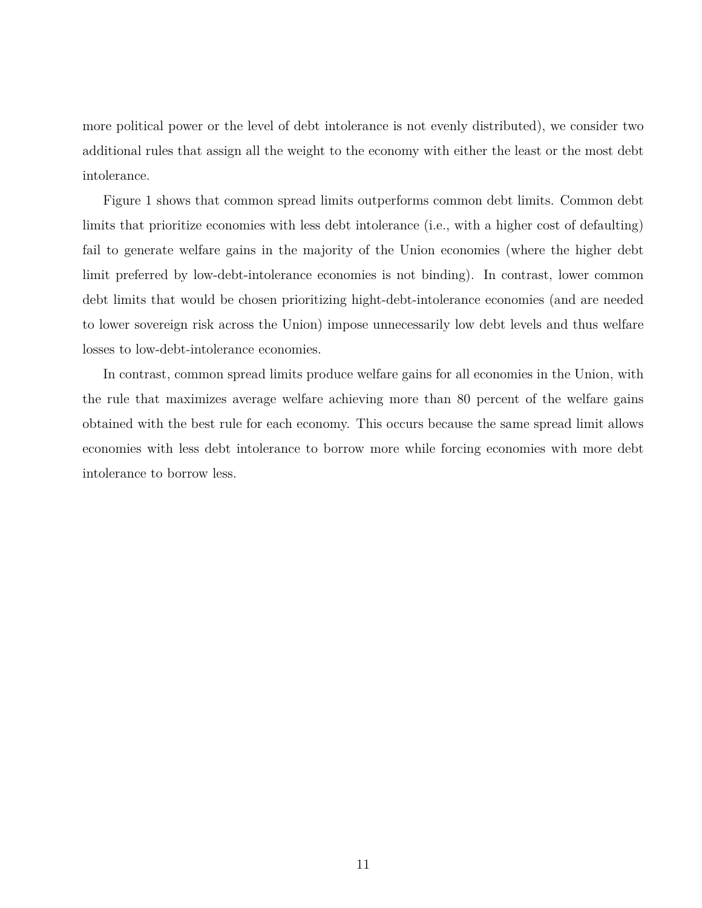more political power or the level of debt intolerance is not evenly distributed), we consider two additional rules that assign all the weight to the economy with either the least or the most debt intolerance.

Figure 1 shows that common spread limits outperforms common debt limits. Common debt limits that prioritize economies with less debt intolerance (i.e., with a higher cost of defaulting) fail to generate welfare gains in the majority of the Union economies (where the higher debt limit preferred by low-debt-intolerance economies is not binding). In contrast, lower common debt limits that would be chosen prioritizing hight-debt-intolerance economies (and are needed to lower sovereign risk across the Union) impose unnecessarily low debt levels and thus welfare losses to low-debt-intolerance economies.

In contrast, common spread limits produce welfare gains for all economies in the Union, with the rule that maximizes average welfare achieving more than 80 percent of the welfare gains obtained with the best rule for each economy. This occurs because the same spread limit allows economies with less debt intolerance to borrow more while forcing economies with more debt intolerance to borrow less.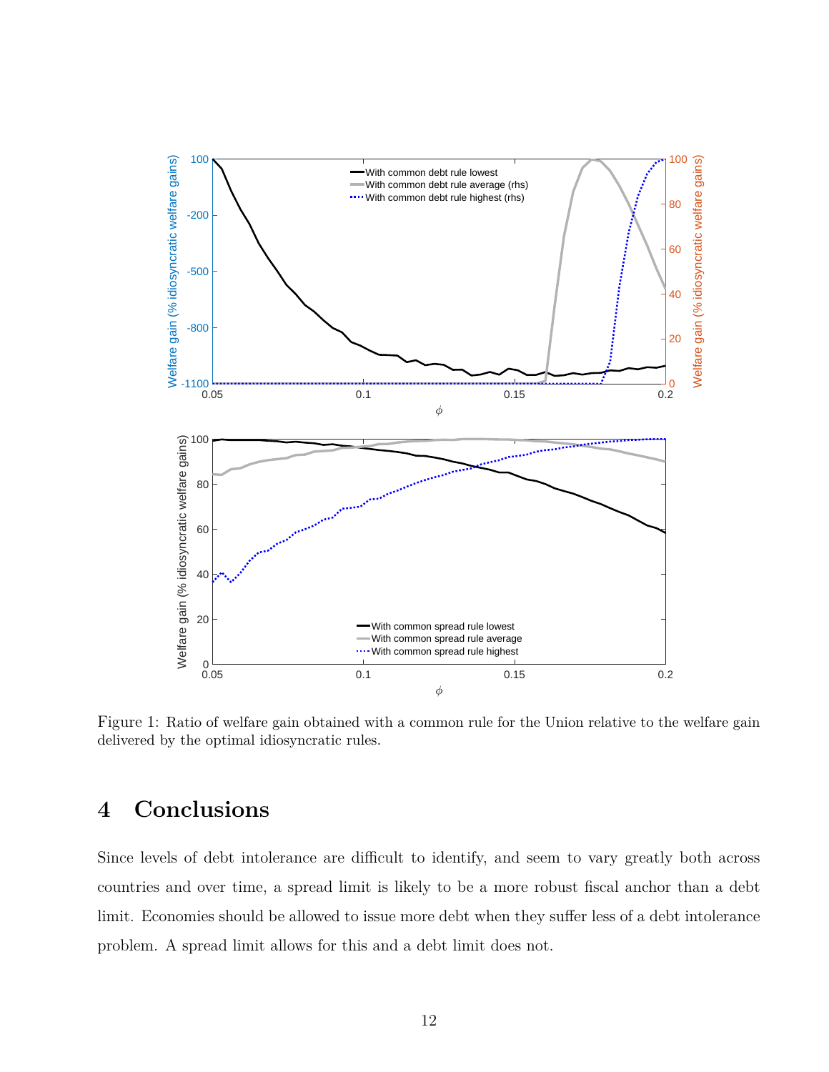Figure 1: Ratio of welfare gain obtained with a common rule for the Union relative to the welfare gain delivered by the optimal idiosyncratic rules.

# 4 Conclusions

Since levels of debt intolerance are difficult to identify, and seem to vary greatly both across countries and over time, a spread limit is likely to be a more robust fiscal anchor than a debt limit. Economies should be allowed to issue more debt when they suffer less of a debt intolerance problem. A spread limit allows for this and a debt limit does not.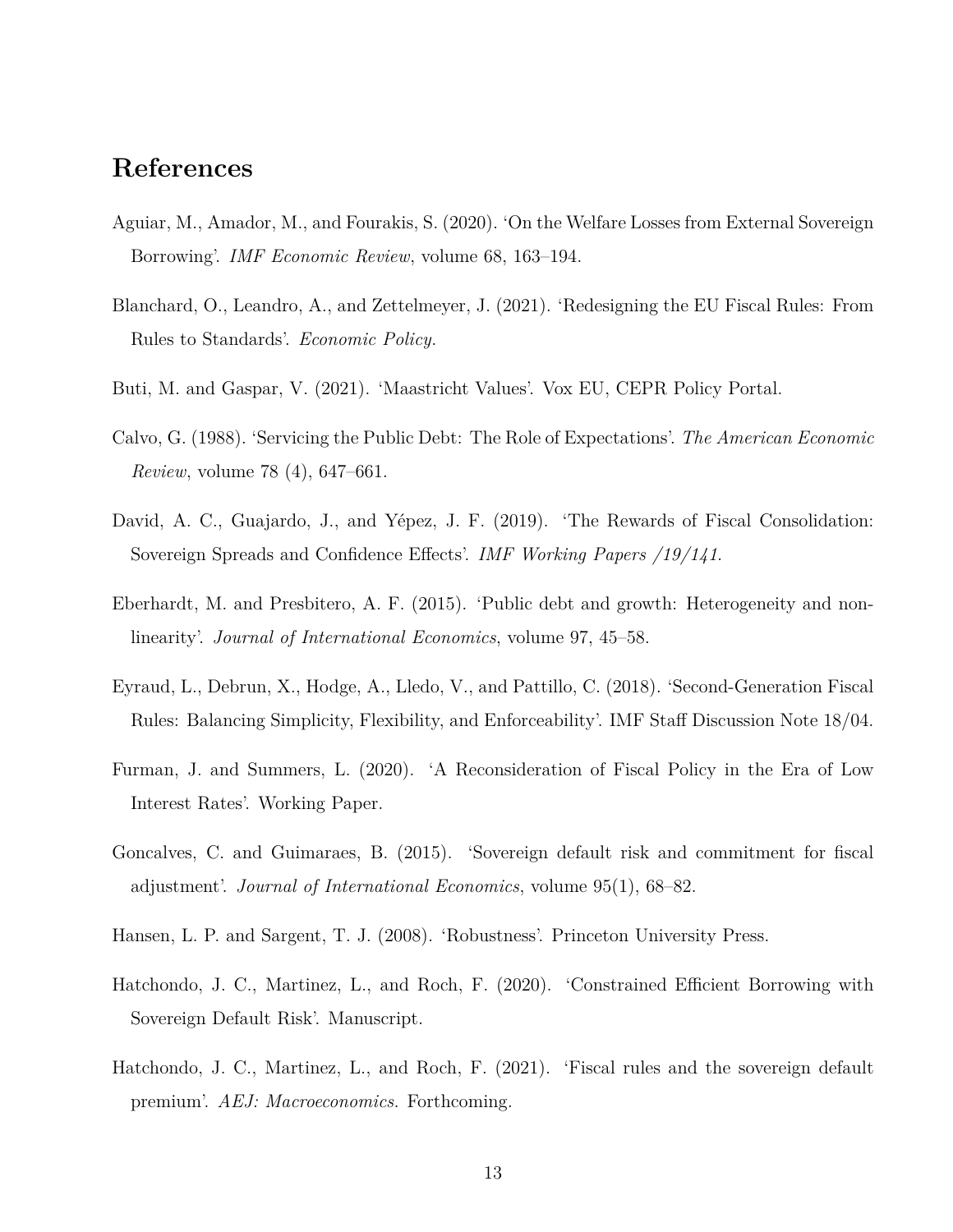# References

Aguiar, M., Amador, M., and Fourakis, S. (2020). 'On the Welfare Losses from External Sovereign Borrowing'. *IMF Economic Review*, volume 68, 163–194.

Blanchard, O., Leandro, A., and Zettelmeyer, J. (2021). 'Redesigning the EU Fiscal Rules: From Rules to Standards'. *Economic Policy.*

Buti, M. and Gaspar, V. (2021). 'Maastricht Values'. Vox EU, CEPR Policy Portal.

Calvo, G. (1988). 'Servicing the Public Debt: The Role of Expectations'. *The American Economic Review*, volume 78 (4), 647–661.

David, A. C., Guajardo, J., and Yépez, J. F. (2019). 'The Rewards of Fiscal Consolidation: Sovereign Spreads and Confidence Effects'. *IMF Working Papers /19/141.*

Eberhardt, M. and Presbitero, A. F. (2015). 'Public debt and growth: Heterogeneity and non-linearity'. *Journal of International Economics*, volume 97, 45–58.

Eyraud, L., Debrun, X., Hodge, A., Lledo, V., and Pattillo, C. (2018). 'Second-Generation Fiscal Rules: Balancing Simplicity, Flexibility, and Enforceability'. IMF Staff Discussion Note 18/04.

Furman, J. and Summers, L. (2020). 'A Reconsideration of Fiscal Policy in the Era of Low Interest Rates'. Working Paper.

Goncalves, C. and Guimaraes, B. (2015). 'Sovereign default risk and commitment for fiscal adjustment'. *Journal of International Economics*, volume 95(1), 68–82.

Hansen, L. P. and Sargent, T. J. (2008). 'Robustness'. Princeton University Press.

Hatchondo, J. C., Martinez, L., and Roch, F. (2020). 'Constrained Efficient Borrowing with Sovereign Default Risk'. Manuscript.

Hatchondo, J. C., Martinez, L., and Roch, F. (2021). 'Fiscal rules and the sovereign default premium'. *AEJ: Macroeconomics.* Forthcoming.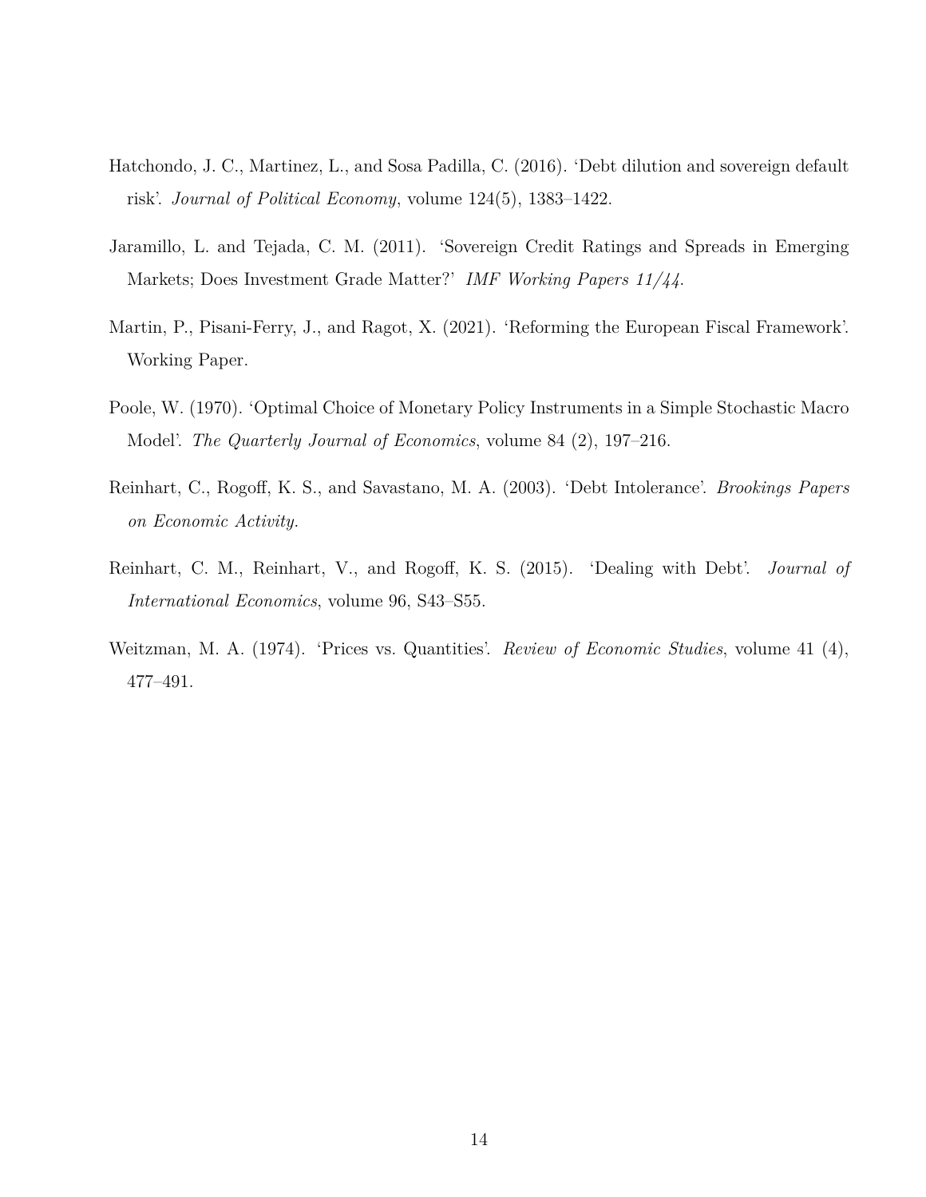Hatchondo, J. C., Martinez, L., and Sosa Padilla, C. (2016). 'Debt dilution and sovereign default risk'. *Journal of Political Economy*, volume 124(5), 1383–1422.

Jaramillo, L. and Tejada, C. M. (2011). 'Sovereign Credit Ratings and Spreads in Emerging Markets; Does Investment Grade Matter?' *IMF Working Papers 11/44*.

Martin, P., Pisani-Ferry, J., and Ragot, X. (2021). 'Reforming the European Fiscal Framework'. Working Paper.

Poole, W. (1970). 'Optimal Choice of Monetary Policy Instruments in a Simple Stochastic Macro Model'. *The Quarterly Journal of Economics*, volume 84 (2), 197–216.

Reinhart, C., Rogoff, K. S., and Savastano, M. A. (2003). 'Debt Intolerance'. *Brookings Papers on Economic Activity*.

Reinhart, C. M., Reinhart, V., and Rogoff, K. S. (2015). 'Dealing with Debt'. *Journal of International Economics*, volume 96, S43–S55.

Weitzman, M. A. (1974). 'Prices vs. Quantities'. *Review of Economic Studies*, volume 41 (4), 477–491.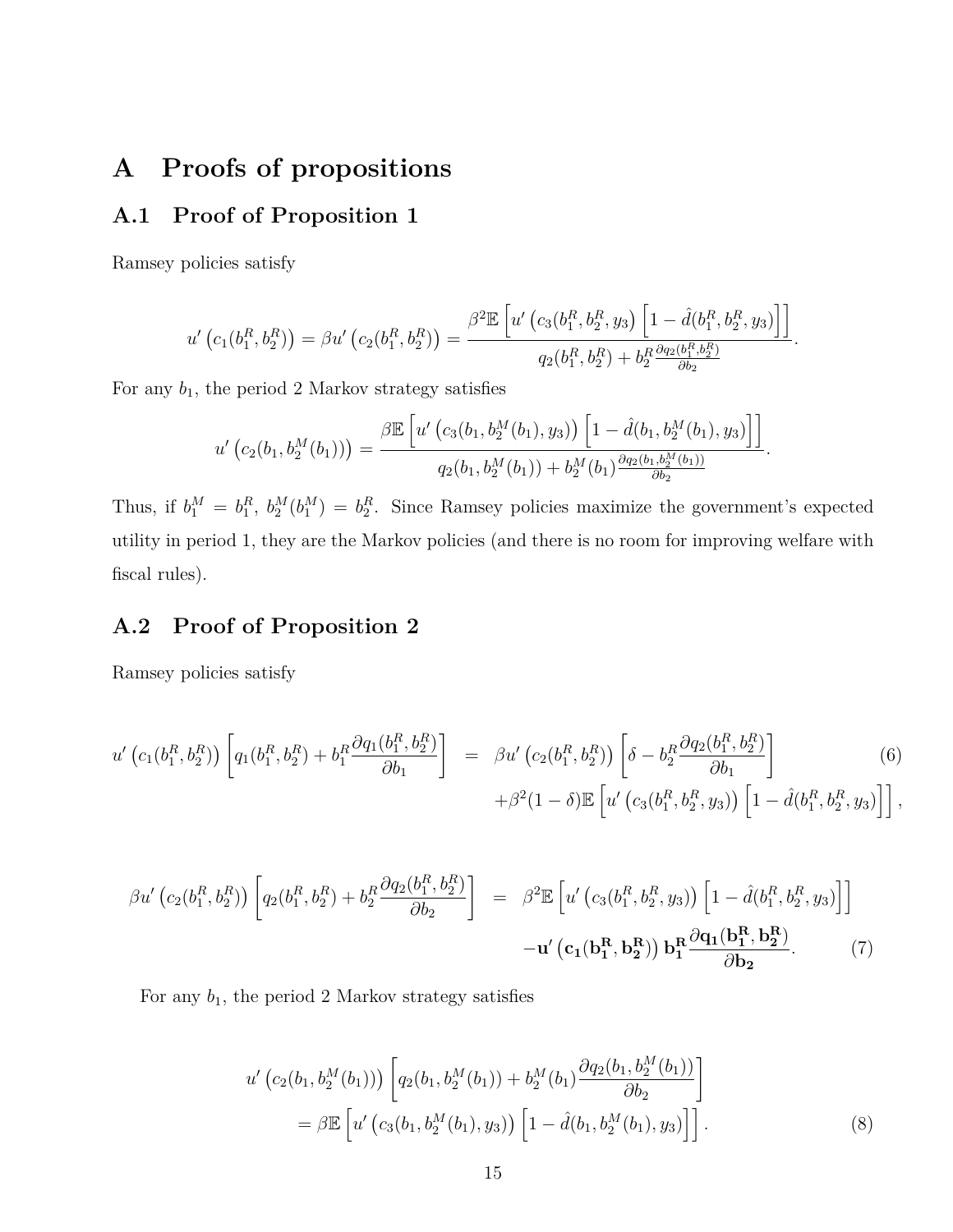# A Proofs of propositions

## A.1 Proof of Proposition 1

Ramsey policies satisfy

$$u'\left(c_1(b_1^R, b_2^R)\right) = \beta u'\left(c_2(b_1^R, b_2^R)\right) = \frac{\beta^2 \mathbb{E}\left[u'\left(c_3(b_1^R, b_2^R, y_3)\right)\left[1 - \hat{d}(b_1^R, b_2^R, y_3)\right]\right]}{q_2(b_1^R, b_2^R) + b_2^R \frac{\partial q_2(b_1^R, b_2^R)}{\partial b_2}}.$$

For any $b_1$, the period 2 Markov strategy satisfies

$$u'\left(c_2(b_1, b_2^M(b_1))\right) = \frac{\beta \mathbb{E}\left[u'\left(c_3(b_1, b_2^M(b_1), y_3)\right)\left[1 - \hat{d}(b_1, b_2^M(b_1), y_3)\right]\right]}{q_2(b_1, b_2^M(b_1)) + b_2^M(b_1) \frac{\partial q_2(b_1, b_2^M(b_1))}{\partial b_2}}.$$

Thus, if $b_1^M = b_1^R$, $b_2^M(b_1^M) = b_2^R$. Since Ramsey policies maximize the government's expected utility in period 1, they are the Markov policies (and there is no room for improving welfare with fiscal rules).

## A.2 Proof of Proposition 2

Ramsey policies satisfy

$$u'\left(c_1(b_1^R, b_2^R)\right)\left[q_1(b_1^R, b_2^R) + b_1^R \frac{\partial q_1(b_1^R, b_2^R)}{\partial b_1}\right] = \beta u'\left(c_2(b_1^R, b_2^R)\right)\left[\delta - b_2^R \frac{\partial q_2(b_1^R, b_2^R)}{\partial b_1}\right] + \beta^2(1-\delta)\mathbb{E}\left[u'\left(c_3(b_1^R, b_2^R, y_3)\right)\left[1 - \hat{d}(b_1^R, b_2^R, y_3)\right]\right], \tag{6}$$

$$\beta u'\left(c_2(b_1^R, b_2^R)\right)\left[q_2(b_1^R, b_2^R) + b_2^R \frac{\partial q_2(b_1^R, b_2^R)}{\partial b_2}\right] = \beta^2 \mathbb{E}\left[u'\left(c_3(b_1^R, b_2^R, y_3)\right)\left[1 - \hat{d}(b_1^R, b_2^R, y_3)\right]\right] - \mathbf{u'\left(c_1(b_1^R, b_2^R)\right) b_1^R \frac{\partial q_1(b_1^R, b_2^R)}{\partial b_2}}. \tag{7}$$

For any $b_1$, the period 2 Markov strategy satisfies

$$u'\left(c_2(b_1, b_2^M(b_1))\right)\left[q_2(b_1, b_2^M(b_1)) + b_2^M(b_1) \frac{\partial q_2(b_1, b_2^M(b_1))}{\partial b_2}\right] = \beta \mathbb{E}\left[u'\left(c_3(b_1, b_2^M(b_1), y_3)\right)\left[1 - \hat{d}(b_1, b_2^M(b_1), y_3)\right]\right]. \tag{8}$$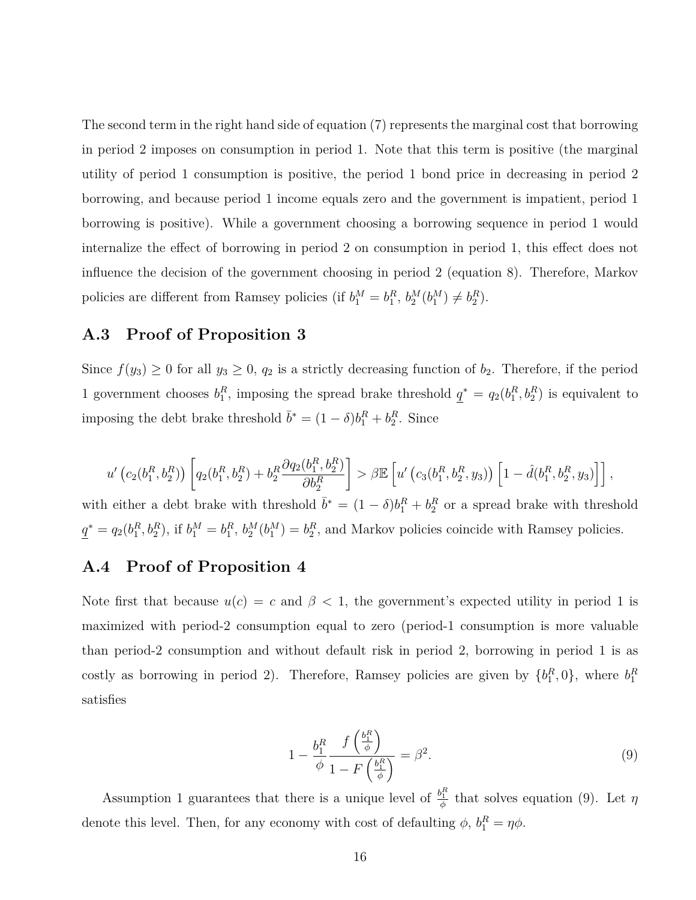The second term in the right hand side of equation (7) represents the marginal cost that borrowing in period 2 imposes on consumption in period 1. Note that this term is positive (the marginal utility of period 1 consumption is positive, the period 1 bond price in decreasing in period 2 borrowing, and because period 1 income equals zero and the government is impatient, period 1 borrowing is positive). While a government choosing a borrowing sequence in period 1 would internalize the effect of borrowing in period 2 on consumption in period 1, this effect does not influence the decision of the government choosing in period 2 (equation 8). Therefore, Markov policies are different from Ramsey policies (if $b_1^M = b_1^R$, $b_2^M(b_1^M) \neq b_2^R$).

## A.3 Proof of Proposition 3

Since $f(y_3) \geq 0$ for all $y_3 \geq 0$, $q_2$ is a strictly decreasing function of $b_2$. Therefore, if the period 1 government chooses $b_1^R$, imposing the spread brake threshold $\underline{q}^* = q_2(b_1^R, b_2^R)$ is equivalent to imposing the debt brake threshold $\bar{b}^* = (1-\delta)b_1^R + b_2^R$. Since

$$u'\left(c_2(b_1^R, b_2^R)\right)\left[q_2(b_1^R, b_2^R) + b_2^R \frac{\partial q_2(b_1^R, b_2^R)}{\partial b_2^R}\right] > \beta \mathbb{E}\left[u'\left(c_3(b_1^R, b_2^R, y_3)\right)\left[1 - \hat{d}(b_1^R, b_2^R, y_3)\right]\right],$$

with either a debt brake with threshold $\bar{b}^* = (1-\delta)b_1^R + b_2^R$ or a spread brake with threshold $\underline{q}^* = q_2(b_1^R, b_2^R)$, if $b_1^M = b_1^R$, $b_2^M(b_1^M) = b_2^R$, and Markov policies coincide with Ramsey policies.

## A.4 Proof of Proposition 4

Note first that because $u(c) = c$ and $\beta < 1$, the government's expected utility in period 1 is maximized with period-2 consumption equal to zero (period-1 consumption is more valuable than period-2 consumption and without default risk in period 2, borrowing in period 1 is as costly as borrowing in period 2). Therefore, Ramsey policies are given by $\{b_1^R, 0\}$, where $b_1^R$ satisfies

$$1 - \frac{b_1^R}{\phi} \frac{f\left(\frac{b_1^R}{\phi}\right)}{1 - F\left(\frac{b_1^R}{\phi}\right)} = \beta^2. \tag{9}$$

Assumption 1 guarantees that there is a unique level of $\frac{b_1^R}{\phi}$ that solves equation (9). Let $\eta$ denote this level. Then, for any economy with cost of defaulting $\phi$, $b_1^R = \eta\phi$.